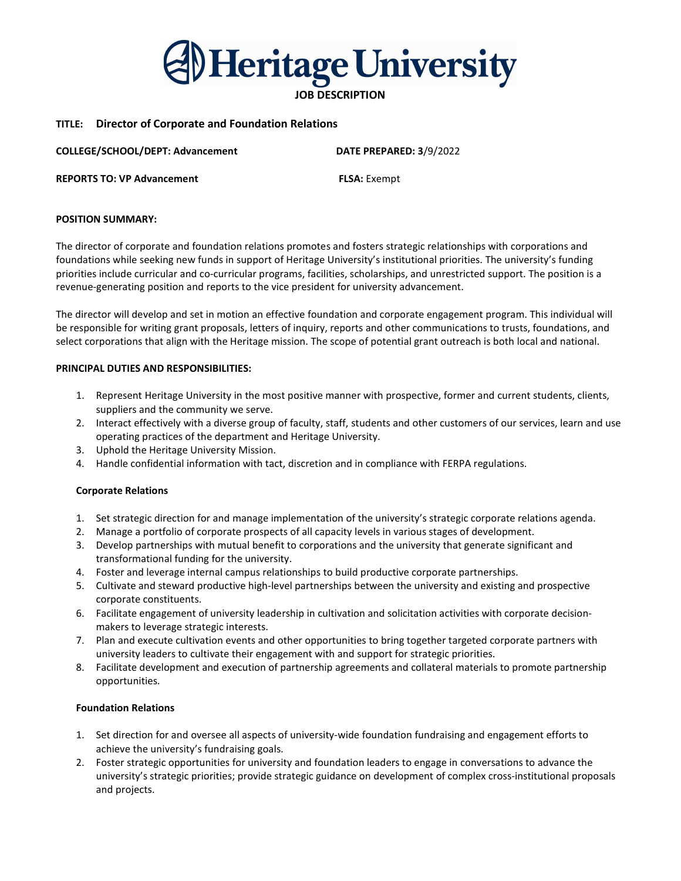# Heritage University

**JOB DESCRIPTION**

**TITLE: Director of Corporate and Foundation Relations**

**COLLEGE/SCHOOL/DEPT: Advancement** **DATE PREPARED: 3**/9/2022

**REPORTS TO: VP Advancement** **FLSA:** Exempt

**POSITION SUMMARY:**

The director of corporate and foundation relations promotes and fosters strategic relationships with corporations and foundations while seeking new funds in support of Heritage University's institutional priorities. The university's funding priorities include curricular and co-curricular programs, facilities, scholarships, and unrestricted support. The position is a revenue-generating position and reports to the vice president for university advancement.

The director will develop and set in motion an effective foundation and corporate engagement program. This individual will be responsible for writing grant proposals, letters of inquiry, reports and other communications to trusts, foundations, and select corporations that align with the Heritage mission. The scope of potential grant outreach is both local and national.

**PRINCIPAL DUTIES AND RESPONSIBILITIES:**

1. Represent Heritage University in the most positive manner with prospective, former and current students, clients, suppliers and the community we serve.
2. Interact effectively with a diverse group of faculty, staff, students and other customers of our services, learn and use operating practices of the department and Heritage University.
3. Uphold the Heritage University Mission.
4. Handle confidential information with tact, discretion and in compliance with FERPA regulations.

**Corporate Relations**

1. Set strategic direction for and manage implementation of the university's strategic corporate relations agenda.
2. Manage a portfolio of corporate prospects of all capacity levels in various stages of development.
3. Develop partnerships with mutual benefit to corporations and the university that generate significant and transformational funding for the university.
4. Foster and leverage internal campus relationships to build productive corporate partnerships.
5. Cultivate and steward productive high-level partnerships between the university and existing and prospective corporate constituents.
6. Facilitate engagement of university leadership in cultivation and solicitation activities with corporate decision-makers to leverage strategic interests.
7. Plan and execute cultivation events and other opportunities to bring together targeted corporate partners with university leaders to cultivate their engagement with and support for strategic priorities.
8. Facilitate development and execution of partnership agreements and collateral materials to promote partnership opportunities.

**Foundation Relations**

1. Set direction for and oversee all aspects of university-wide foundation fundraising and engagement efforts to achieve the university's fundraising goals.
2. Foster strategic opportunities for university and foundation leaders to engage in conversations to advance the university's strategic priorities; provide strategic guidance on development of complex cross-institutional proposals and projects.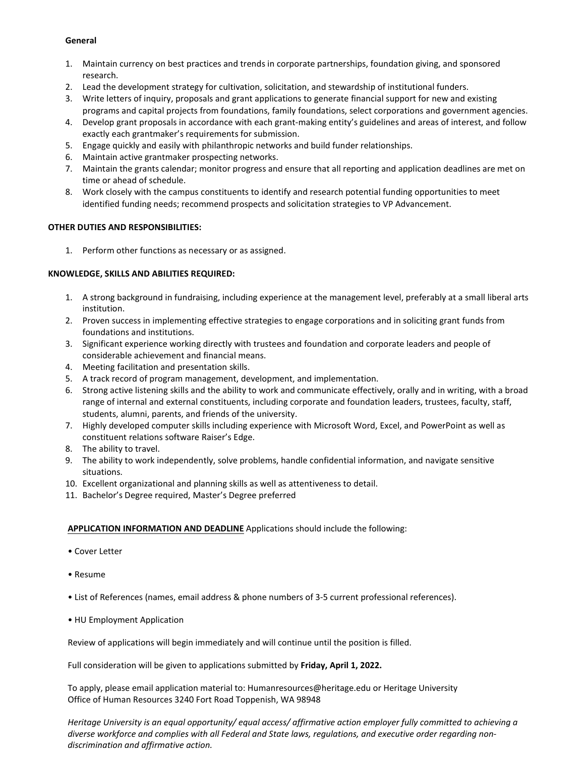**General**

1. Maintain currency on best practices and trends in corporate partnerships, foundation giving, and sponsored research.
2. Lead the development strategy for cultivation, solicitation, and stewardship of institutional funders.
3. Write letters of inquiry, proposals and grant applications to generate financial support for new and existing programs and capital projects from foundations, family foundations, select corporations and government agencies.
4. Develop grant proposals in accordance with each grant-making entity's guidelines and areas of interest, and follow exactly each grantmaker's requirements for submission.
5. Engage quickly and easily with philanthropic networks and build funder relationships.
6. Maintain active grantmaker prospecting networks.
7. Maintain the grants calendar; monitor progress and ensure that all reporting and application deadlines are met on time or ahead of schedule.
8. Work closely with the campus constituents to identify and research potential funding opportunities to meet identified funding needs; recommend prospects and solicitation strategies to VP Advancement.

**OTHER DUTIES AND RESPONSIBILITIES:**

1. Perform other functions as necessary or as assigned.

**KNOWLEDGE, SKILLS AND ABILITIES REQUIRED:**

1. A strong background in fundraising, including experience at the management level, preferably at a small liberal arts institution.
2. Proven success in implementing effective strategies to engage corporations and in soliciting grant funds from foundations and institutions.
3. Significant experience working directly with trustees and foundation and corporate leaders and people of considerable achievement and financial means.
4. Meeting facilitation and presentation skills.
5. A track record of program management, development, and implementation.
6. Strong active listening skills and the ability to work and communicate effectively, orally and in writing, with a broad range of internal and external constituents, including corporate and foundation leaders, trustees, faculty, staff, students, alumni, parents, and friends of the university.
7. Highly developed computer skills including experience with Microsoft Word, Excel, and PowerPoint as well as constituent relations software Raiser's Edge.
8. The ability to travel.
9. The ability to work independently, solve problems, handle confidential information, and navigate sensitive situations.
10. Excellent organizational and planning skills as well as attentiveness to detail.
11. Bachelor's Degree required, Master's Degree preferred

**APPLICATION INFORMATION AND DEADLINE** Applications should include the following:

- Cover Letter
- Resume
- List of References (names, email address & phone numbers of 3-5 current professional references).
- HU Employment Application

Review of applications will begin immediately and will continue until the position is filled.

Full consideration will be given to applications submitted by **Friday, April 1, 2022.**

To apply, please email application material to: Humanresources@heritage.edu or Heritage University Office of Human Resources 3240 Fort Road Toppenish, WA 98948

*Heritage University is an equal opportunity/ equal access/ affirmative action employer fully committed to achieving a diverse workforce and complies with all Federal and State laws, regulations, and executive order regarding non-discrimination and affirmative action.*